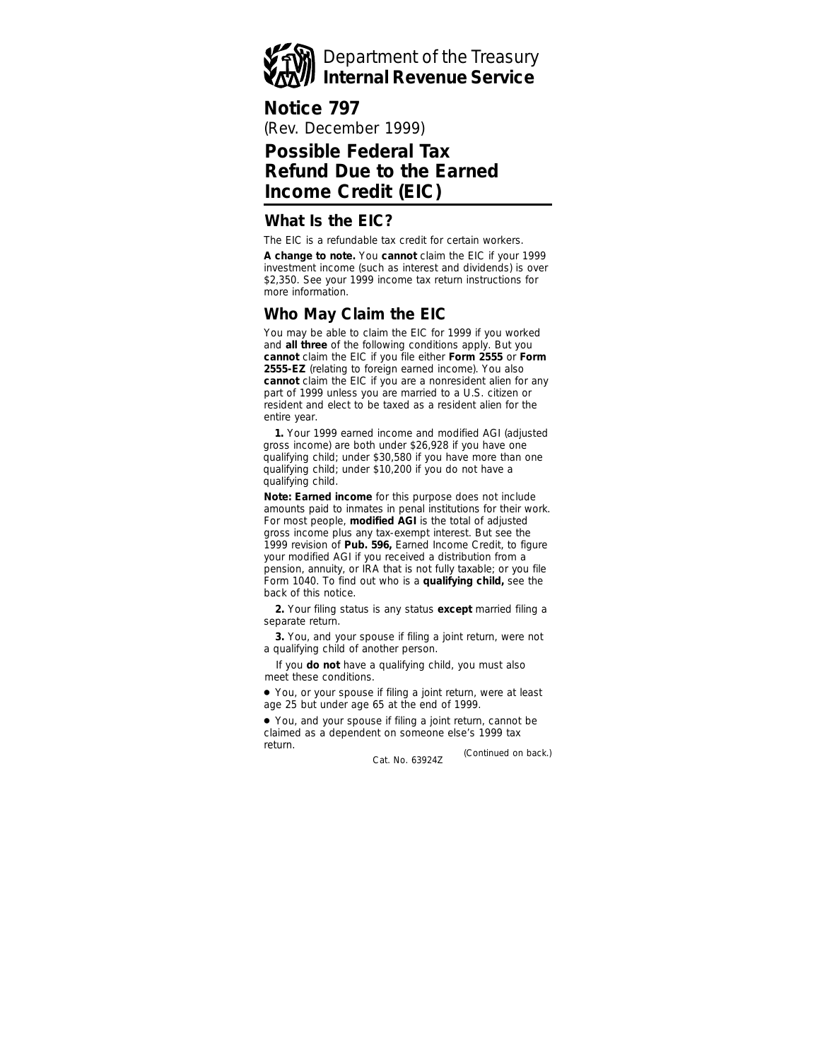Department of the Treasury
**Internal Revenue Service**

# Notice 797

(Rev. December 1999)

# Possible Federal Tax Refund Due to the Earned Income Credit (EIC)

## What Is the EIC?

The EIC is a refundable tax credit for certain workers.

**A change to note.** You **cannot** claim the EIC if your 1999 investment income (such as interest and dividends) is over $2,350. See your 1999 income tax return instructions for more information.

## Who May Claim the EIC

You may be able to claim the EIC for 1999 if you worked and **all three** of the following conditions apply. But you **cannot** claim the EIC if you file either **Form 2555** or **Form 2555-EZ** (relating to foreign earned income). You also **cannot** claim the EIC if you are a nonresident alien for any part of 1999 unless you are married to a U.S. citizen or resident and elect to be taxed as a resident alien for the entire year.

**1.** Your 1999 earned income and modified AGI (adjusted gross income) are both under $26,928 if you have one qualifying child; under $30,580 if you have more than one qualifying child; under $10,200 if you do not have a qualifying child.

**Note: Earned income** for this purpose does not include amounts paid to inmates in penal institutions for their work. For most people, **modified AGI** is the total of adjusted gross income plus any tax-exempt interest. But see the 1999 revision of **Pub. 596,** Earned Income Credit, to figure your modified AGI if you received a distribution from a pension, annuity, or IRA that is not fully taxable; or you file Form 1040. To find out who is a **qualifying child,** see the back of this notice.

**2.** Your filing status is any status **except** married filing a separate return.

**3.** You, and your spouse if filing a joint return, were not a qualifying child of another person.

If you **do not** have a qualifying child, you must also meet these conditions.

- You, or your spouse if filing a joint return, were at least age 25 but under age 65 at the end of 1999.
- You, and your spouse if filing a joint return, cannot be claimed as a dependent on someone else's 1999 tax return.

*(Continued on back.)*

Cat. No. 63924Z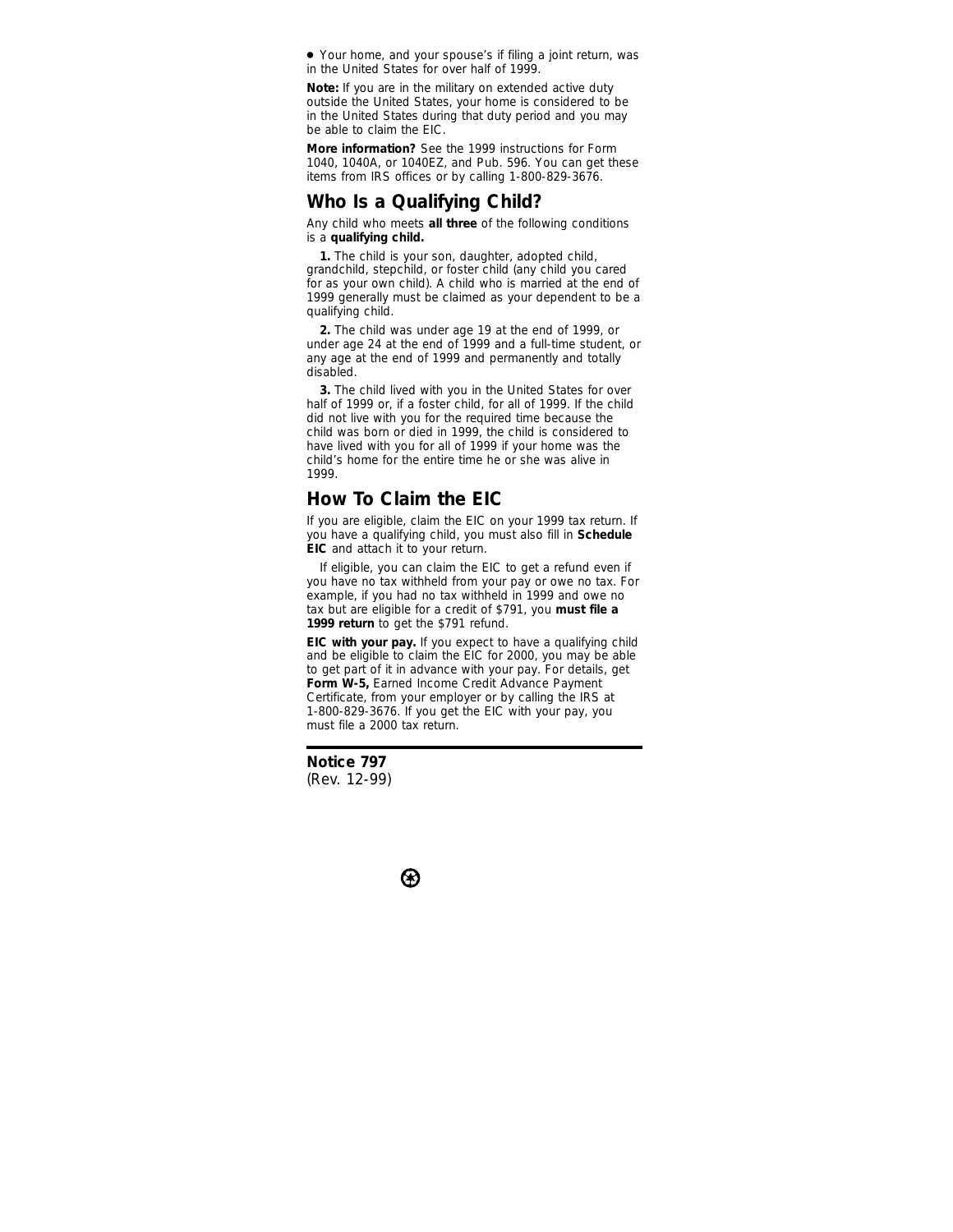- Your home, and your spouse's if filing a joint return, was in the United States for over half of 1999.

**Note:** If you are in the military on extended active duty outside the United States, your home is considered to be in the United States during that duty period and you may be able to claim the EIC.

**More information?** See the 1999 instructions for Form 1040, 1040A, or 1040EZ, and Pub. 596. You can get these items from IRS offices or by calling 1-800-829-3676.

## Who Is a Qualifying Child?

Any child who meets **all three** of the following conditions is a **qualifying child.**

**1.** The child is your son, daughter, adopted child, grandchild, stepchild, or foster child (any child you cared for as your own child). A child who is married at the end of 1999 generally must be claimed as your dependent to be a qualifying child.

**2.** The child was under age 19 at the end of 1999, or under age 24 at the end of 1999 and a full-time student, or any age at the end of 1999 and permanently and totally disabled.

**3.** The child lived with you in the United States for over half of 1999 or, if a foster child, for all of 1999. If the child did not live with you for the required time because the child was born or died in 1999, the child is considered to have lived with you for all of 1999 if your home was the child's home for the entire time he or she was alive in 1999.

## How To Claim the EIC

If you are eligible, claim the EIC on your 1999 tax return. If you have a qualifying child, you must also fill in **Schedule EIC** and attach it to your return.

If eligible, you can claim the EIC to get a refund even if you have no tax withheld from your pay or owe no tax. For example, if you had no tax withheld in 1999 and owe no tax but are eligible for a credit of $791, you **must file a 1999 return** to get the $791 refund.

**EIC with your pay.** If you expect to have a qualifying child and be eligible to claim the EIC for 2000, you may be able to get part of it in advance with your pay. For details, get **Form W-5,** Earned Income Credit Advance Payment Certificate, from your employer or by calling the IRS at 1-800-829-3676. If you get the EIC with your pay, you must file a 2000 tax return.

**Notice 797**
(Rev. 12-99)